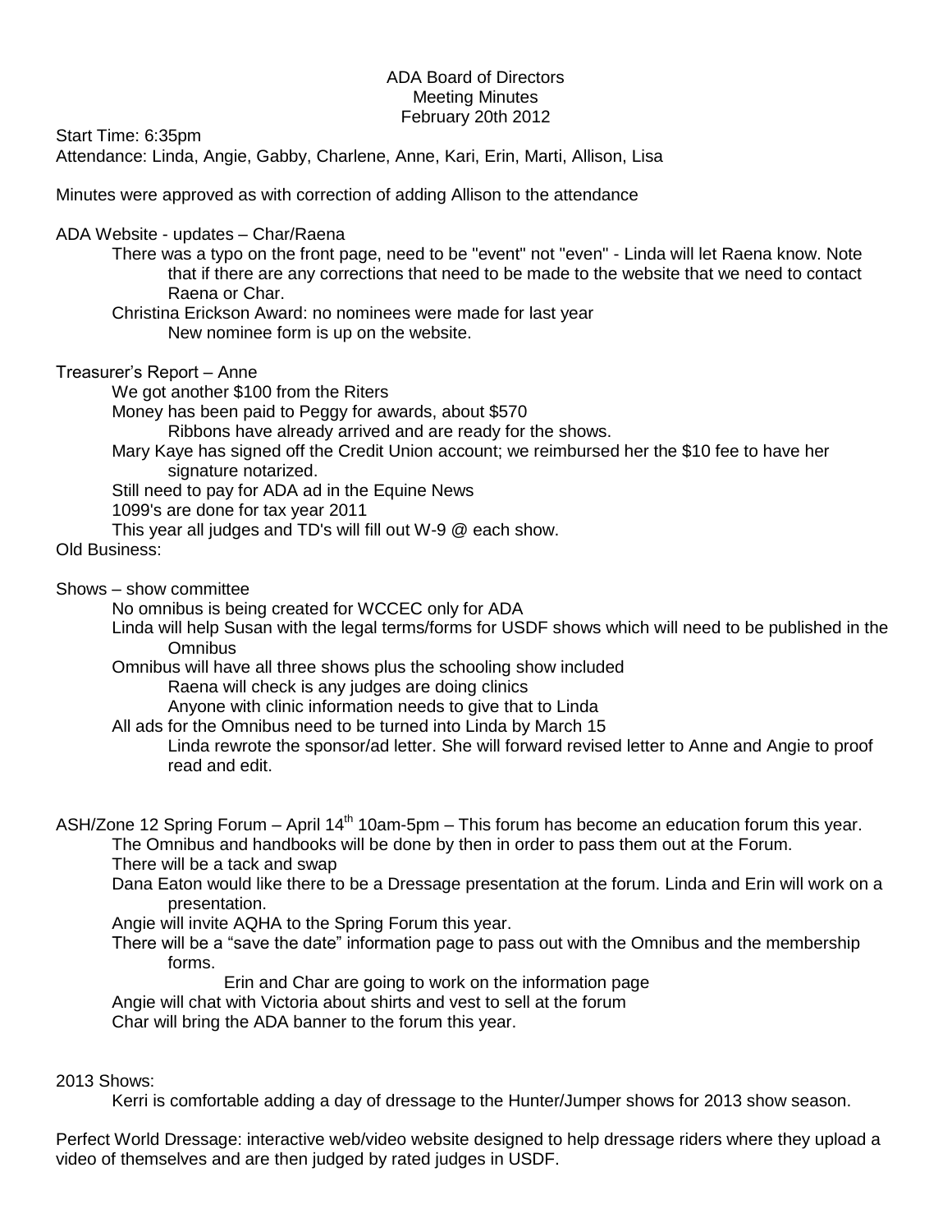# ADA Board of Directors
## Meeting Minutes
### February 20th 2012

Start Time: 6:35pm
Attendance: Linda, Angie, Gabby, Charlene, Anne, Kari, Erin, Marti, Allison, Lisa

Minutes were approved as with correction of adding Allison to the attendance

ADA Website - updates – Char/Raena

- There was a typo on the front page, need to be "event" not "even" - Linda will let Raena know. Note that if there are any corrections that need to be made to the website that we need to contact Raena or Char.
- Christina Erickson Award: no nominees were made for last year
    - New nominee form is up on the website.

Treasurer's Report – Anne

- We got another $100 from the Riters
- Money has been paid to Peggy for awards, about $570
    - Ribbons have already arrived and are ready for the shows.
- Mary Kaye has signed off the Credit Union account; we reimbursed her the $10 fee to have her signature notarized.
- Still need to pay for ADA ad in the Equine News
- 1099's are done for tax year 2011
- This year all judges and TD's will fill out W-9 @ each show.

Old Business:

Shows – show committee

- No omnibus is being created for WCCEC only for ADA
- Linda will help Susan with the legal terms/forms for USDF shows which will need to be published in the Omnibus
- Omnibus will have all three shows plus the schooling show included
    - Raena will check is any judges are doing clinics
    - Anyone with clinic information needs to give that to Linda
- All ads for the Omnibus need to be turned into Linda by March 15
    - Linda rewrote the sponsor/ad letter. She will forward revised letter to Anne and Angie to proof read and edit.

ASH/Zone 12 Spring Forum – April 14th 10am-5pm – This forum has become an education forum this year.

- The Omnibus and handbooks will be done by then in order to pass them out at the Forum.
- There will be a tack and swap
- Dana Eaton would like there to be a Dressage presentation at the forum. Linda and Erin will work on a presentation.
- Angie will invite AQHA to the Spring Forum this year.
- There will be a "save the date" information page to pass out with the Omnibus and the membership forms.
    - Erin and Char are going to work on the information page
- Angie will chat with Victoria about shirts and vest to sell at the forum
- Char will bring the ADA banner to the forum this year.

2013 Shows:

- Kerri is comfortable adding a day of dressage to the Hunter/Jumper shows for 2013 show season.

Perfect World Dressage: interactive web/video website designed to help dressage riders where they upload a video of themselves and are then judged by rated judges in USDF.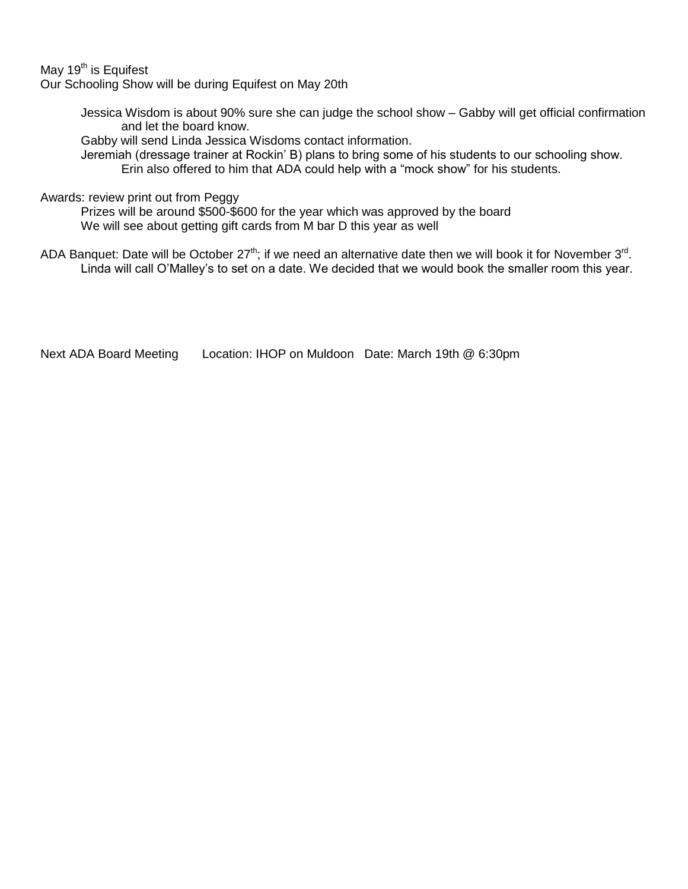May 19th is Equifest
Our Schooling Show will be during Equifest on May 20th

- Jessica Wisdom is about 90% sure she can judge the school show – Gabby will get official confirmation and let the board know.
- Gabby will send Linda Jessica Wisdoms contact information.
- Jeremiah (dressage trainer at Rockin' B) plans to bring some of his students to our schooling show.
  - Erin also offered to him that ADA could help with a "mock show" for his students.

Awards: review print out from Peggy

- Prizes will be around $500-$600 for the year which was approved by the board
- We will see about getting gift cards from M bar D this year as well

ADA Banquet: Date will be October 27th; if we need an alternative date then we will book it for November 3rd.

- Linda will call O'Malley's to set on a date. We decided that we would book the smaller room this year.

Next ADA Board Meeting Location: IHOP on Muldoon Date: March 19th @ 6:30pm